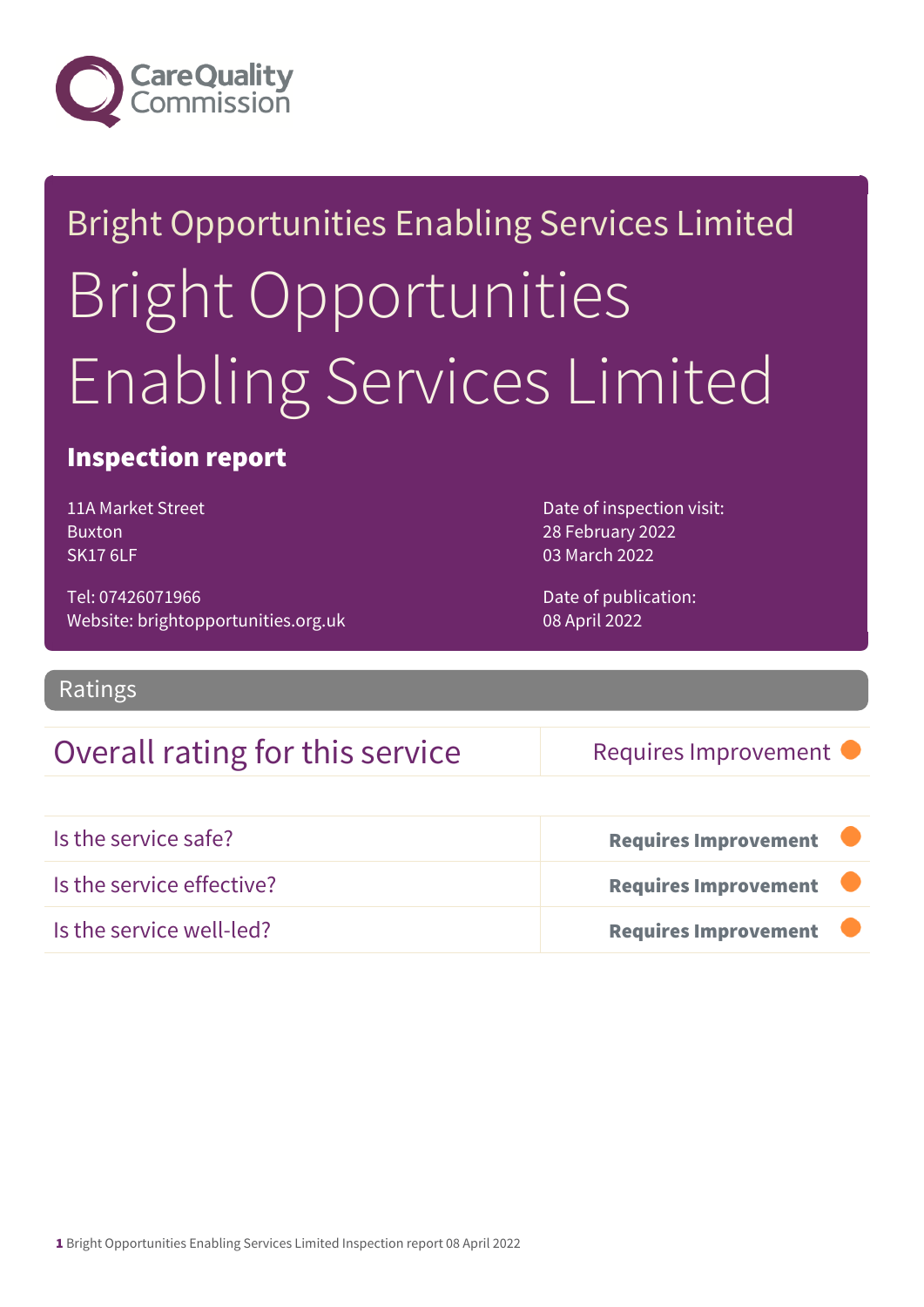Care Quality Commission

Bright Opportunities Enabling Services Limited

# Bright Opportunities Enabling Services Limited

## Inspection report

11A Market Street
Buxton
SK17 6LF

Tel: 07426071966
Website: brightopportunities.org.uk

Date of inspection visit:
28 February 2022
03 March 2022

Date of publication:
08 April 2022

## Ratings

| Overall rating for this service | Requires Improvement |
|---|---|

| | |
|---|---|
| Is the service safe? | **Requires Improvement** |
| Is the service effective? | **Requires Improvement** |
| Is the service well-led? | **Requires Improvement** |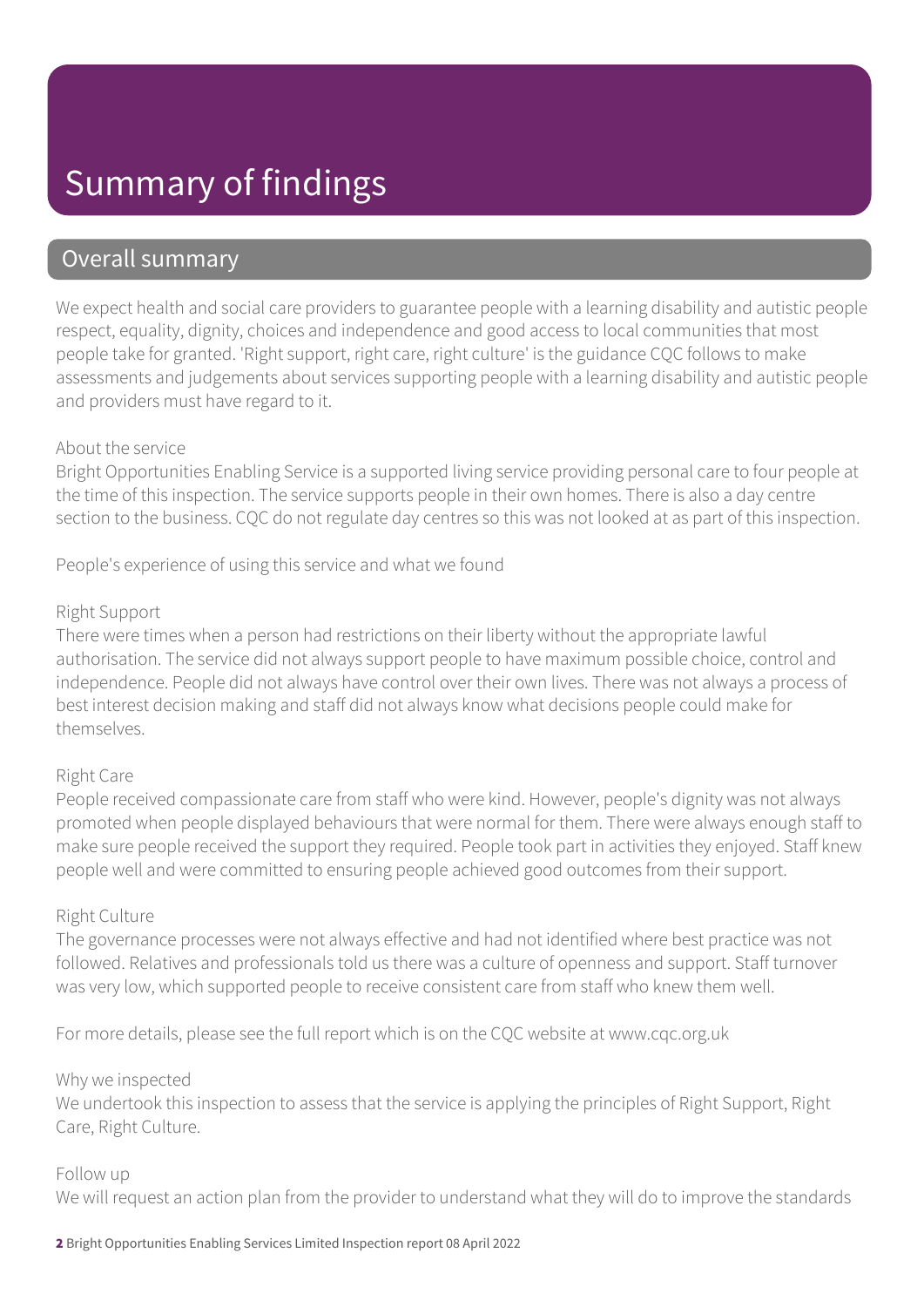# Summary of findings

## Overall summary

We expect health and social care providers to guarantee people with a learning disability and autistic people respect, equality, dignity, choices and independence and good access to local communities that most people take for granted. 'Right support, right care, right culture' is the guidance CQC follows to make assessments and judgements about services supporting people with a learning disability and autistic people and providers must have regard to it.

About the service

Bright Opportunities Enabling Service is a supported living service providing personal care to four people at the time of this inspection. The service supports people in their own homes. There is also a day centre section to the business. CQC do not regulate day centres so this was not looked at as part of this inspection.

People's experience of using this service and what we found

Right Support

There were times when a person had restrictions on their liberty without the appropriate lawful authorisation. The service did not always support people to have maximum possible choice, control and independence. People did not always have control over their own lives. There was not always a process of best interest decision making and staff did not always know what decisions people could make for themselves.

Right Care

People received compassionate care from staff who were kind. However, people's dignity was not always promoted when people displayed behaviours that were normal for them. There were always enough staff to make sure people received the support they required. People took part in activities they enjoyed. Staff knew people well and were committed to ensuring people achieved good outcomes from their support.

Right Culture

The governance processes were not always effective and had not identified where best practice was not followed. Relatives and professionals told us there was a culture of openness and support. Staff turnover was very low, which supported people to receive consistent care from staff who knew them well.

For more details, please see the full report which is on the CQC website at www.cqc.org.uk

Why we inspected

We undertook this inspection to assess that the service is applying the principles of Right Support, Right Care, Right Culture.

Follow up

We will request an action plan from the provider to understand what they will do to improve the standards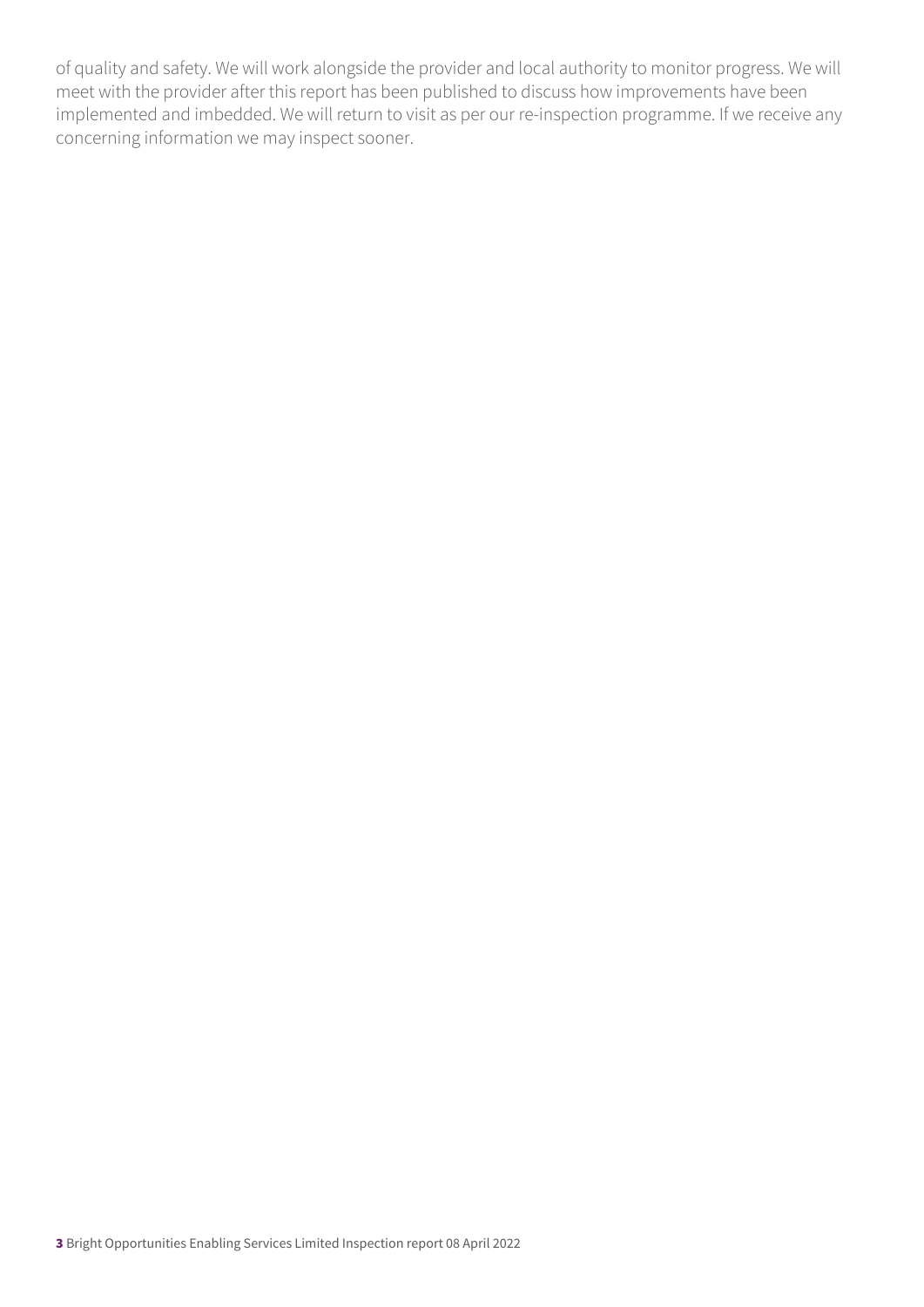of quality and safety. We will work alongside the provider and local authority to monitor progress. We will meet with the provider after this report has been published to discuss how improvements have been implemented and imbedded. We will return to visit as per our re-inspection programme. If we receive any concerning information we may inspect sooner.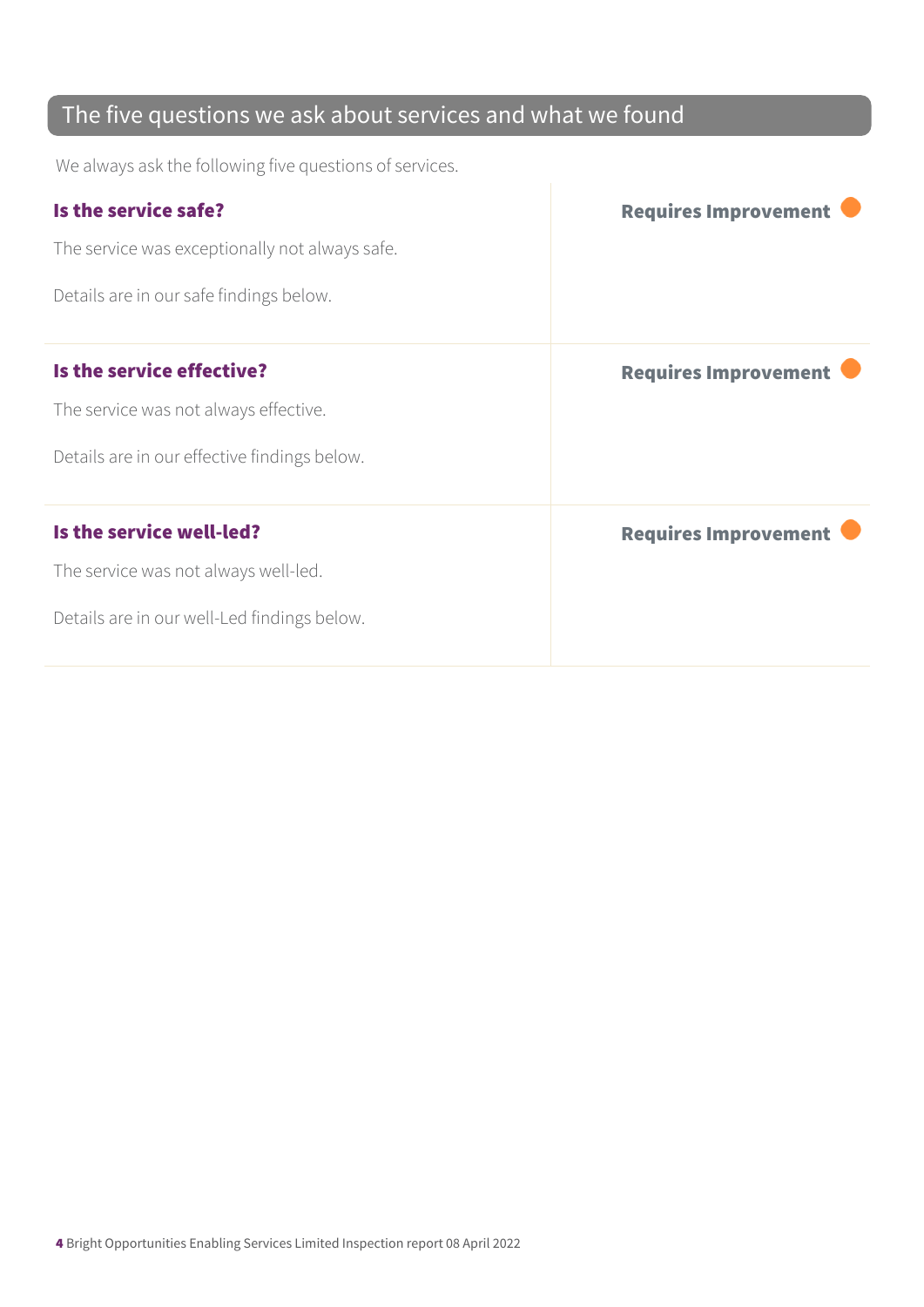## The five questions we ask about services and what we found

We always ask the following five questions of services.

| | |
|---|---|
| **Is the service safe?**<br><br>The service was exceptionally not always safe.<br><br>Details are in our safe findings below. | **Requires Improvement** |
| **Is the service effective?**<br><br>The service was not always effective.<br><br>Details are in our effective findings below. | **Requires Improvement** |
| **Is the service well-led?**<br><br>The service was not always well-led.<br><br>Details are in our well-Led findings below. | **Requires Improvement** |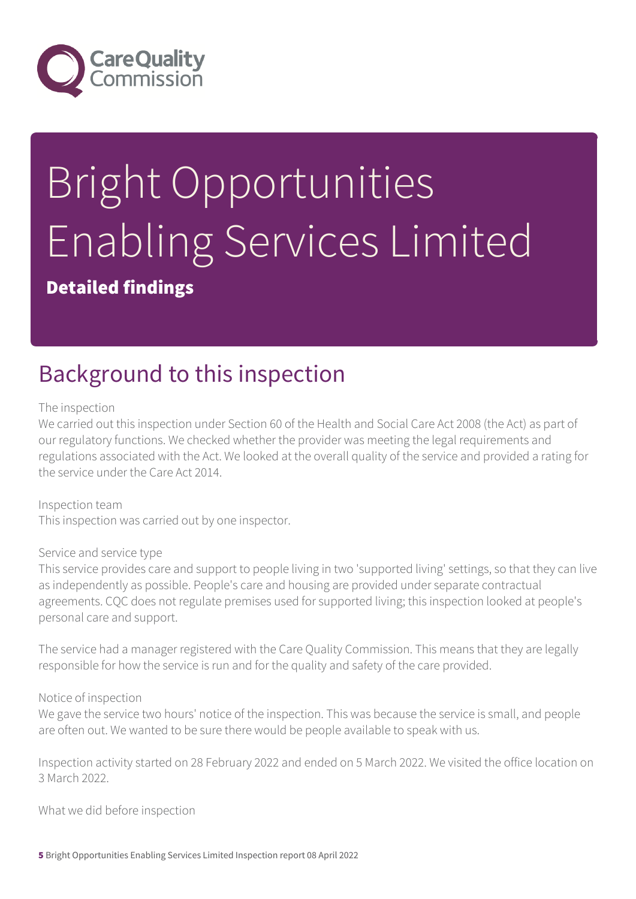# Bright Opportunities Enabling Services Limited

**Detailed findings**

## Background to this inspection

The inspection
We carried out this inspection under Section 60 of the Health and Social Care Act 2008 (the Act) as part of our regulatory functions. We checked whether the provider was meeting the legal requirements and regulations associated with the Act. We looked at the overall quality of the service and provided a rating for the service under the Care Act 2014.

Inspection team
This inspection was carried out by one inspector.

Service and service type
This service provides care and support to people living in two 'supported living' settings, so that they can live as independently as possible. People's care and housing are provided under separate contractual agreements. CQC does not regulate premises used for supported living; this inspection looked at people's personal care and support.

The service had a manager registered with the Care Quality Commission. This means that they are legally responsible for how the service is run and for the quality and safety of the care provided.

Notice of inspection
We gave the service two hours' notice of the inspection. This was because the service is small, and people are often out. We wanted to be sure there would be people available to speak with us.

Inspection activity started on 28 February 2022 and ended on 5 March 2022. We visited the office location on 3 March 2022.

What we did before inspection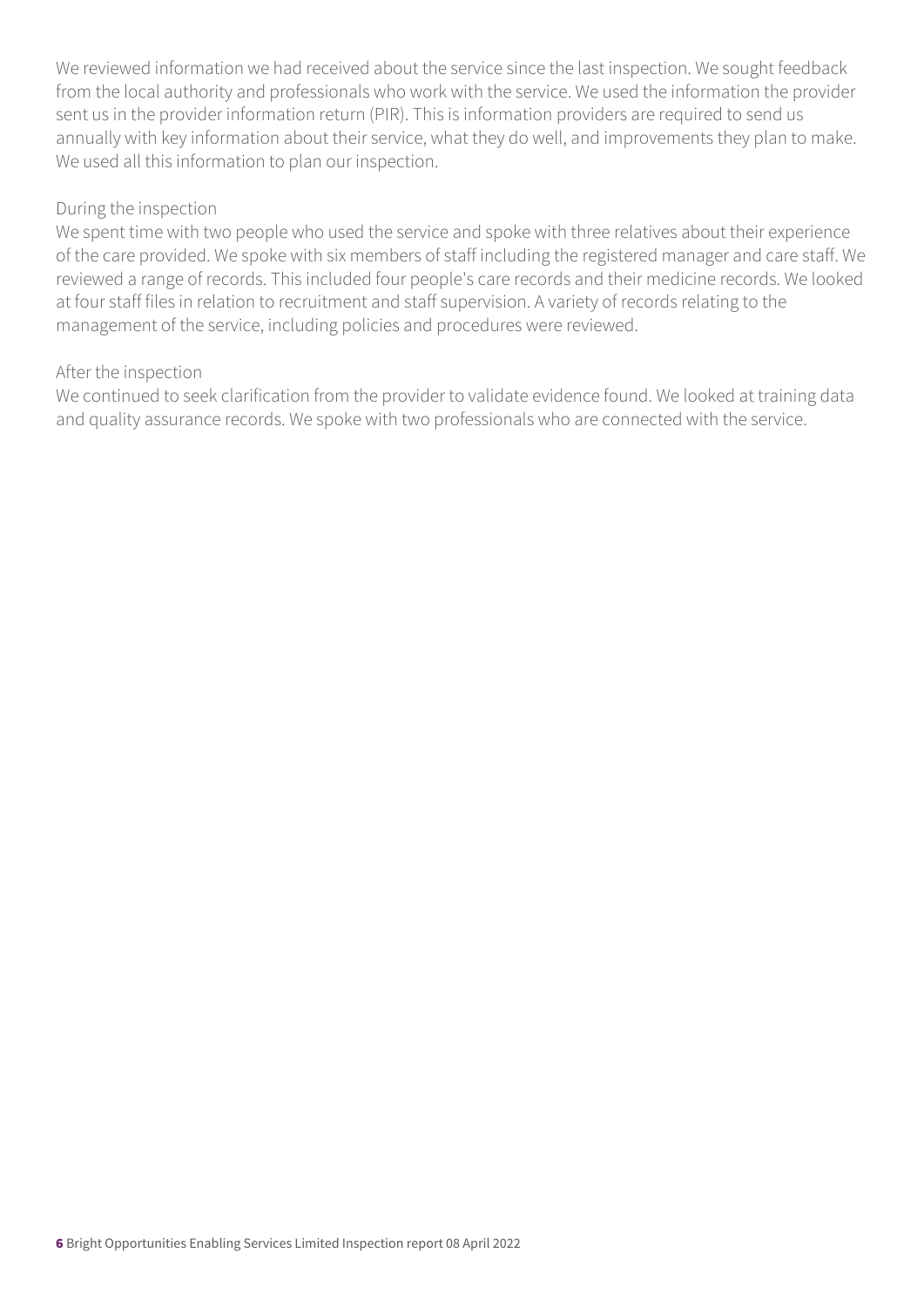We reviewed information we had received about the service since the last inspection. We sought feedback from the local authority and professionals who work with the service. We used the information the provider sent us in the provider information return (PIR). This is information providers are required to send us annually with key information about their service, what they do well, and improvements they plan to make. We used all this information to plan our inspection.

During the inspection

We spent time with two people who used the service and spoke with three relatives about their experience of the care provided. We spoke with six members of staff including the registered manager and care staff. We reviewed a range of records. This included four people's care records and their medicine records. We looked at four staff files in relation to recruitment and staff supervision. A variety of records relating to the management of the service, including policies and procedures were reviewed.

After the inspection

We continued to seek clarification from the provider to validate evidence found. We looked at training data and quality assurance records. We spoke with two professionals who are connected with the service.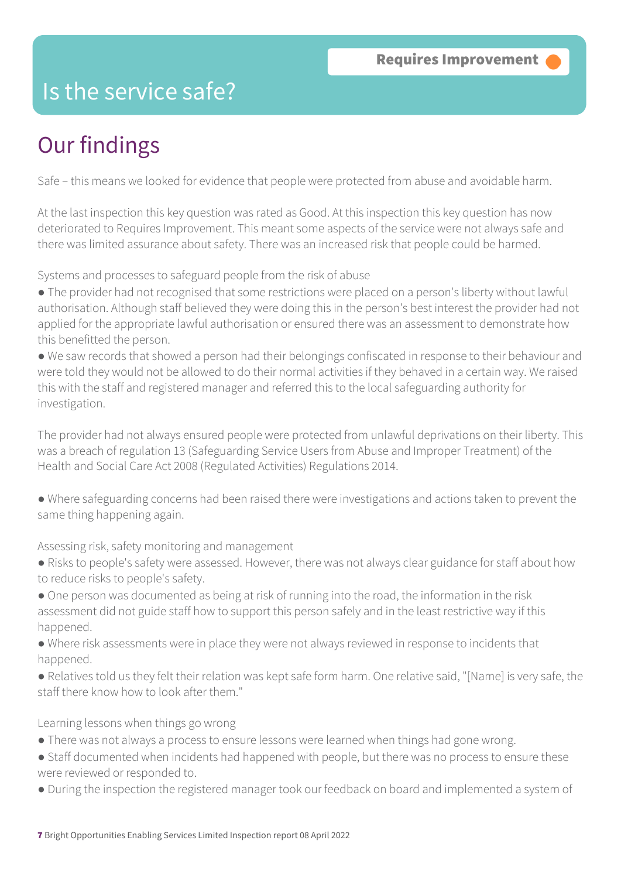**Requires Improvement**

# Is the service safe?

## Our findings

Safe – this means we looked for evidence that people were protected from abuse and avoidable harm.

At the last inspection this key question was rated as Good. At this inspection this key question has now deteriorated to Requires Improvement. This meant some aspects of the service were not always safe and there was limited assurance about safety. There was an increased risk that people could be harmed.

Systems and processes to safeguard people from the risk of abuse

- The provider had not recognised that some restrictions were placed on a person's liberty without lawful authorisation. Although staff believed they were doing this in the person's best interest the provider had not applied for the appropriate lawful authorisation or ensured there was an assessment to demonstrate how this benefitted the person.
- We saw records that showed a person had their belongings confiscated in response to their behaviour and were told they would not be allowed to do their normal activities if they behaved in a certain way. We raised this with the staff and registered manager and referred this to the local safeguarding authority for investigation.

The provider had not always ensured people were protected from unlawful deprivations on their liberty. This was a breach of regulation 13 (Safeguarding Service Users from Abuse and Improper Treatment) of the Health and Social Care Act 2008 (Regulated Activities) Regulations 2014.

- Where safeguarding concerns had been raised there were investigations and actions taken to prevent the same thing happening again.

Assessing risk, safety monitoring and management

- Risks to people's safety were assessed. However, there was not always clear guidance for staff about how to reduce risks to people's safety.
- One person was documented as being at risk of running into the road, the information in the risk assessment did not guide staff how to support this person safely and in the least restrictive way if this happened.
- Where risk assessments were in place they were not always reviewed in response to incidents that happened.
- Relatives told us they felt their relation was kept safe form harm. One relative said, "[Name] is very safe, the staff there know how to look after them."

Learning lessons when things go wrong

- There was not always a process to ensure lessons were learned when things had gone wrong.
- Staff documented when incidents had happened with people, but there was no process to ensure these were reviewed or responded to.
- During the inspection the registered manager took our feedback on board and implemented a system of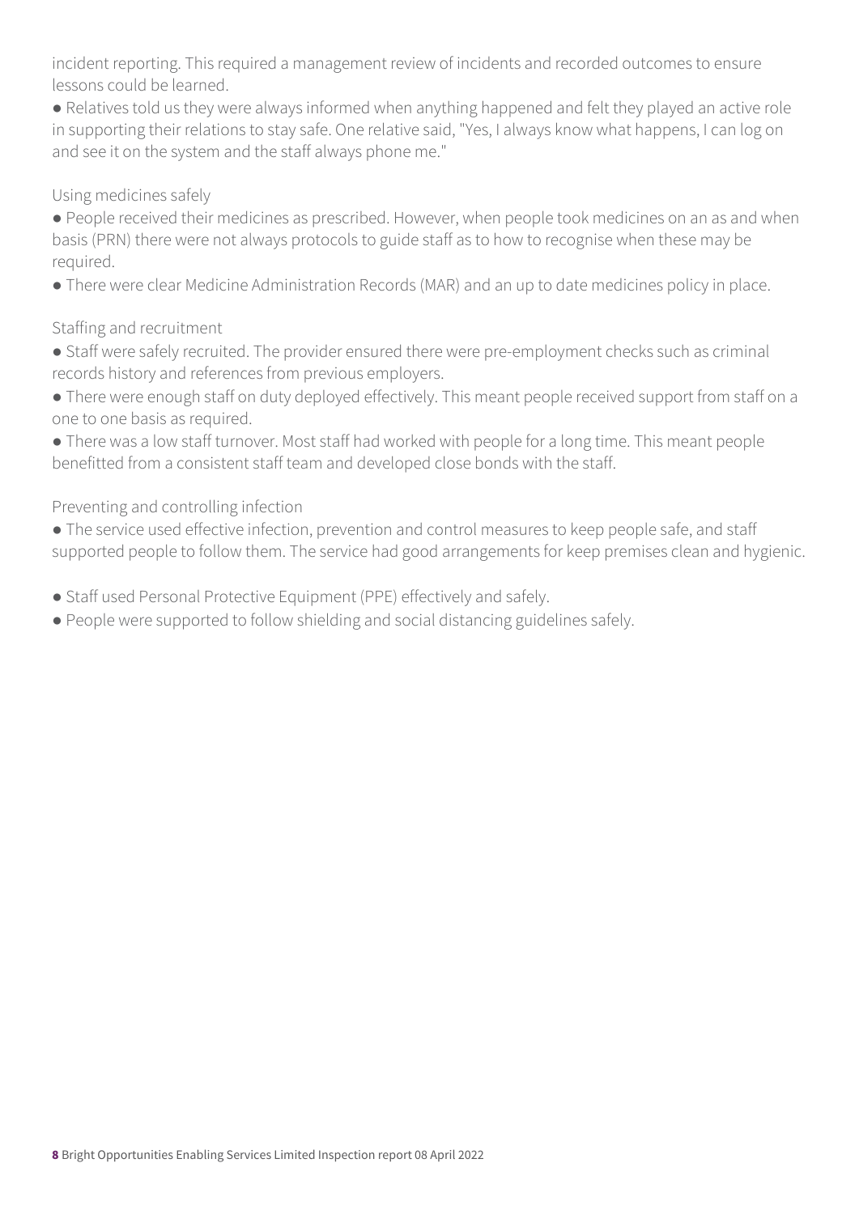incident reporting. This required a management review of incidents and recorded outcomes to ensure lessons could be learned.

- Relatives told us they were always informed when anything happened and felt they played an active role in supporting their relations to stay safe. One relative said, "Yes, I always know what happens, I can log on and see it on the system and the staff always phone me."

Using medicines safely

- People received their medicines as prescribed. However, when people took medicines on an as and when basis (PRN) there were not always protocols to guide staff as to how to recognise when these may be required.
- There were clear Medicine Administration Records (MAR) and an up to date medicines policy in place.

Staffing and recruitment

- Staff were safely recruited. The provider ensured there were pre-employment checks such as criminal records history and references from previous employers.
- There were enough staff on duty deployed effectively. This meant people received support from staff on a one to one basis as required.
- There was a low staff turnover. Most staff had worked with people for a long time. This meant people benefitted from a consistent staff team and developed close bonds with the staff.

Preventing and controlling infection

- The service used effective infection, prevention and control measures to keep people safe, and staff supported people to follow them. The service had good arrangements for keep premises clean and hygienic.
- Staff used Personal Protective Equipment (PPE) effectively and safely.
- People were supported to follow shielding and social distancing guidelines safely.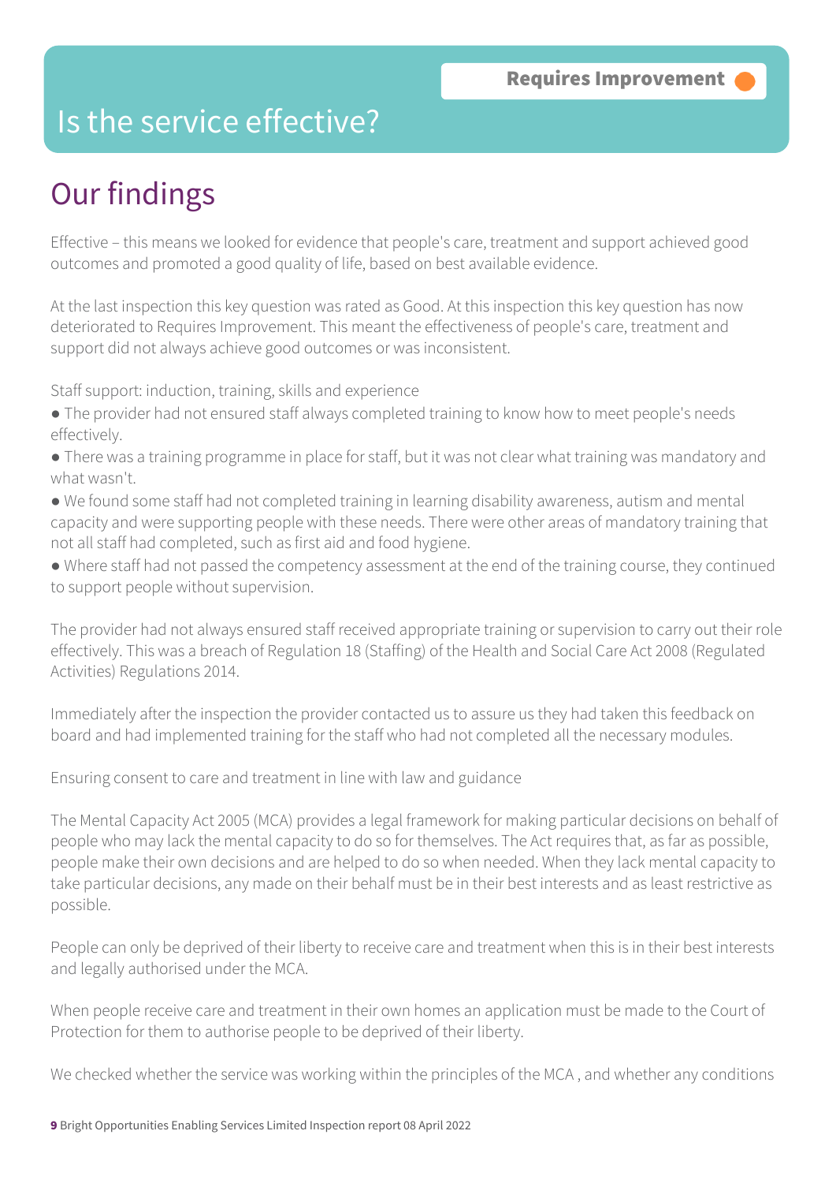Requires Improvement

# Is the service effective?

## Our findings

Effective – this means we looked for evidence that people's care, treatment and support achieved good outcomes and promoted a good quality of life, based on best available evidence.

At the last inspection this key question was rated as Good. At this inspection this key question has now deteriorated to Requires Improvement. This meant the effectiveness of people's care, treatment and support did not always achieve good outcomes or was inconsistent.

Staff support: induction, training, skills and experience

- The provider had not ensured staff always completed training to know how to meet people's needs effectively.
- There was a training programme in place for staff, but it was not clear what training was mandatory and what wasn't.
- We found some staff had not completed training in learning disability awareness, autism and mental capacity and were supporting people with these needs. There were other areas of mandatory training that not all staff had completed, such as first aid and food hygiene.
- Where staff had not passed the competency assessment at the end of the training course, they continued to support people without supervision.

The provider had not always ensured staff received appropriate training or supervision to carry out their role effectively. This was a breach of Regulation 18 (Staffing) of the Health and Social Care Act 2008 (Regulated Activities) Regulations 2014.

Immediately after the inspection the provider contacted us to assure us they had taken this feedback on board and had implemented training for the staff who had not completed all the necessary modules.

Ensuring consent to care and treatment in line with law and guidance

The Mental Capacity Act 2005 (MCA) provides a legal framework for making particular decisions on behalf of people who may lack the mental capacity to do so for themselves. The Act requires that, as far as possible, people make their own decisions and are helped to do so when needed. When they lack mental capacity to take particular decisions, any made on their behalf must be in their best interests and as least restrictive as possible.

People can only be deprived of their liberty to receive care and treatment when this is in their best interests and legally authorised under the MCA.

When people receive care and treatment in their own homes an application must be made to the Court of Protection for them to authorise people to be deprived of their liberty.

We checked whether the service was working within the principles of the MCA , and whether any conditions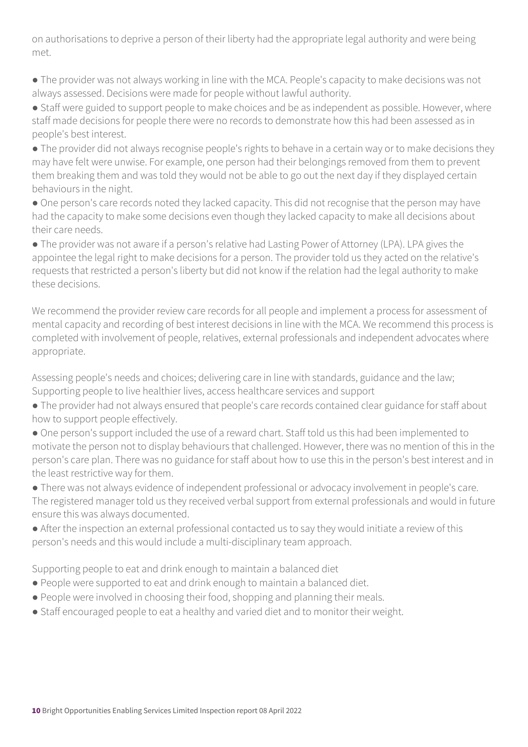on authorisations to deprive a person of their liberty had the appropriate legal authority and were being met.

- The provider was not always working in line with the MCA. People's capacity to make decisions was not always assessed. Decisions were made for people without lawful authority.
- Staff were guided to support people to make choices and be as independent as possible. However, where staff made decisions for people there were no records to demonstrate how this had been assessed as in people's best interest.
- The provider did not always recognise people's rights to behave in a certain way or to make decisions they may have felt were unwise. For example, one person had their belongings removed from them to prevent them breaking them and was told they would not be able to go out the next day if they displayed certain behaviours in the night.
- One person's care records noted they lacked capacity. This did not recognise that the person may have had the capacity to make some decisions even though they lacked capacity to make all decisions about their care needs.
- The provider was not aware if a person's relative had Lasting Power of Attorney (LPA). LPA gives the appointee the legal right to make decisions for a person. The provider told us they acted on the relative's requests that restricted a person's liberty but did not know if the relation had the legal authority to make these decisions.

We recommend the provider review care records for all people and implement a process for assessment of mental capacity and recording of best interest decisions in line with the MCA. We recommend this process is completed with involvement of people, relatives, external professionals and independent advocates where appropriate.

Assessing people's needs and choices; delivering care in line with standards, guidance and the law; Supporting people to live healthier lives, access healthcare services and support

- The provider had not always ensured that people's care records contained clear guidance for staff about how to support people effectively.
- One person's support included the use of a reward chart. Staff told us this had been implemented to motivate the person not to display behaviours that challenged. However, there was no mention of this in the person's care plan. There was no guidance for staff about how to use this in the person's best interest and in the least restrictive way for them.
- There was not always evidence of independent professional or advocacy involvement in people's care. The registered manager told us they received verbal support from external professionals and would in future ensure this was always documented.
- After the inspection an external professional contacted us to say they would initiate a review of this person's needs and this would include a multi-disciplinary team approach.

Supporting people to eat and drink enough to maintain a balanced diet

- People were supported to eat and drink enough to maintain a balanced diet.
- People were involved in choosing their food, shopping and planning their meals.
- Staff encouraged people to eat a healthy and varied diet and to monitor their weight.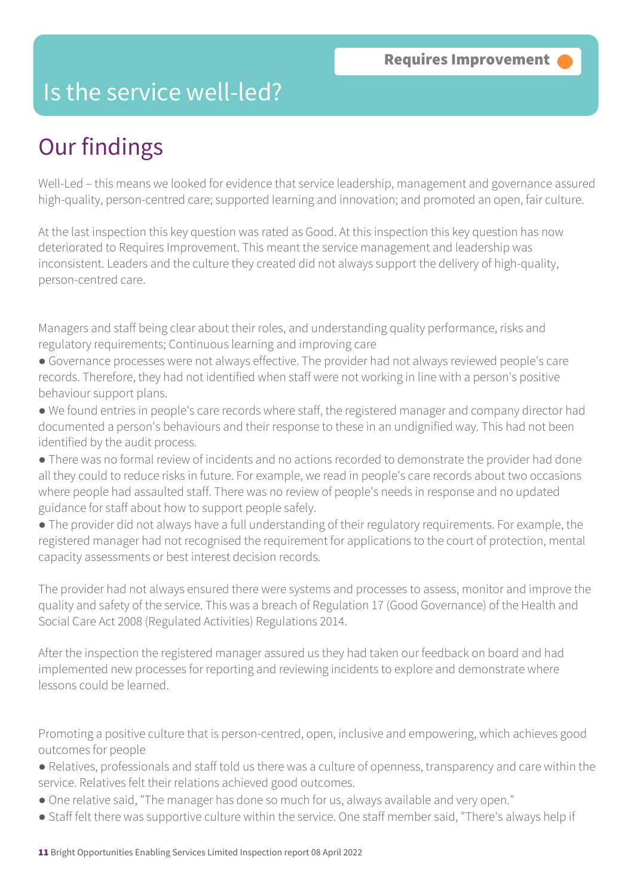Requires Improvement

# Is the service well-led?

## Our findings

Well-Led – this means we looked for evidence that service leadership, management and governance assured high-quality, person-centred care; supported learning and innovation; and promoted an open, fair culture.

At the last inspection this key question was rated as Good. At this inspection this key question has now deteriorated to Requires Improvement. This meant the service management and leadership was inconsistent. Leaders and the culture they created did not always support the delivery of high-quality, person-centred care.

Managers and staff being clear about their roles, and understanding quality performance, risks and regulatory requirements; Continuous learning and improving care

- Governance processes were not always effective. The provider had not always reviewed people's care records. Therefore, they had not identified when staff were not working in line with a person's positive behaviour support plans.
- We found entries in people's care records where staff, the registered manager and company director had documented a person's behaviours and their response to these in an undignified way. This had not been identified by the audit process.
- There was no formal review of incidents and no actions recorded to demonstrate the provider had done all they could to reduce risks in future. For example, we read in people's care records about two occasions where people had assaulted staff. There was no review of people's needs in response and no updated guidance for staff about how to support people safely.
- The provider did not always have a full understanding of their regulatory requirements. For example, the registered manager had not recognised the requirement for applications to the court of protection, mental capacity assessments or best interest decision records.

The provider had not always ensured there were systems and processes to assess, monitor and improve the quality and safety of the service. This was a breach of Regulation 17 (Good Governance) of the Health and Social Care Act 2008 (Regulated Activities) Regulations 2014.

After the inspection the registered manager assured us they had taken our feedback on board and had implemented new processes for reporting and reviewing incidents to explore and demonstrate where lessons could be learned.

Promoting a positive culture that is person-centred, open, inclusive and empowering, which achieves good outcomes for people

- Relatives, professionals and staff told us there was a culture of openness, transparency and care within the service. Relatives felt their relations achieved good outcomes.
- One relative said, "The manager has done so much for us, always available and very open."
- Staff felt there was supportive culture within the service. One staff member said, "There's always help if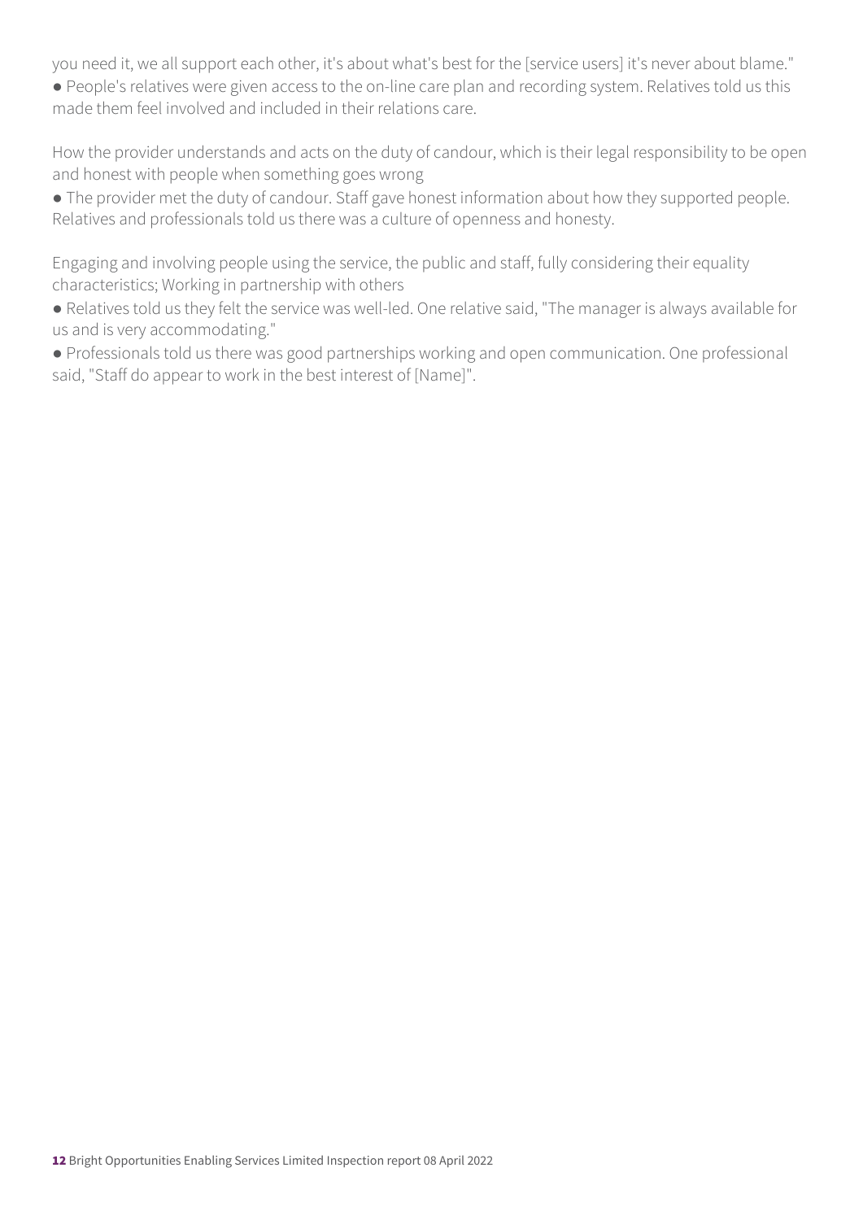you need it, we all support each other, it's about what's best for the [service users] it's never about blame."

- People's relatives were given access to the on-line care plan and recording system. Relatives told us this made them feel involved and included in their relations care.

How the provider understands and acts on the duty of candour, which is their legal responsibility to be open and honest with people when something goes wrong

- The provider met the duty of candour. Staff gave honest information about how they supported people. Relatives and professionals told us there was a culture of openness and honesty.

Engaging and involving people using the service, the public and staff, fully considering their equality characteristics; Working in partnership with others

- Relatives told us they felt the service was well-led. One relative said, "The manager is always available for us and is very accommodating."
- Professionals told us there was good partnerships working and open communication. One professional said, "Staff do appear to work in the best interest of [Name]".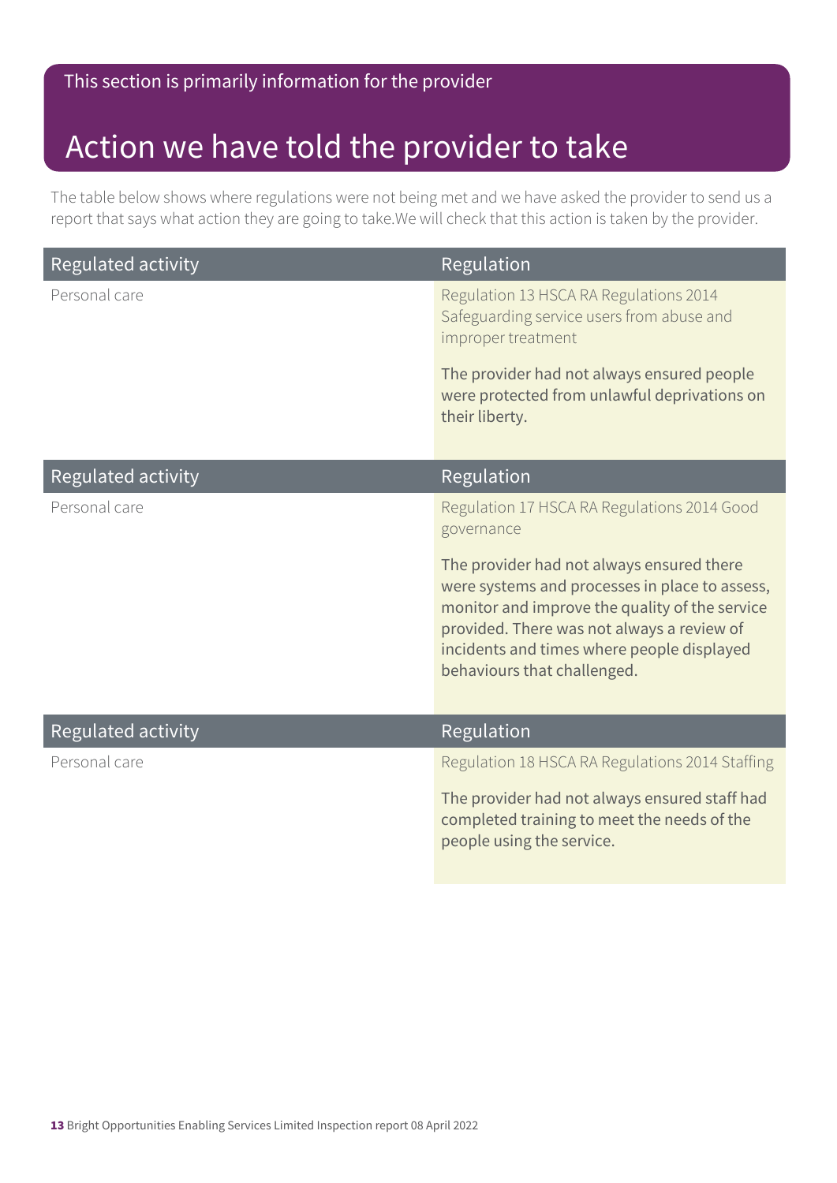This section is primarily information for the provider

# Action we have told the provider to take

The table below shows where regulations were not being met and we have asked the provider to send us a report that says what action they are going to take.We will check that this action is taken by the provider.

| Regulated activity | Regulation |
| --- | --- |
| Personal care | Regulation 13 HSCA RA Regulations 2014 Safeguarding service users from abuse and improper treatment<br><br>The provider had not always ensured people were protected from unlawful deprivations on their liberty. |

| Regulated activity | Regulation |
| --- | --- |
| Personal care | Regulation 17 HSCA RA Regulations 2014 Good governance<br><br>The provider had not always ensured there were systems and processes in place to assess, monitor and improve the quality of the service provided. There was not always a review of incidents and times where people displayed behaviours that challenged. |

| Regulated activity | Regulation |
| --- | --- |
| Personal care | Regulation 18 HSCA RA Regulations 2014 Staffing<br><br>The provider had not always ensured staff had completed training to meet the needs of the people using the service. |